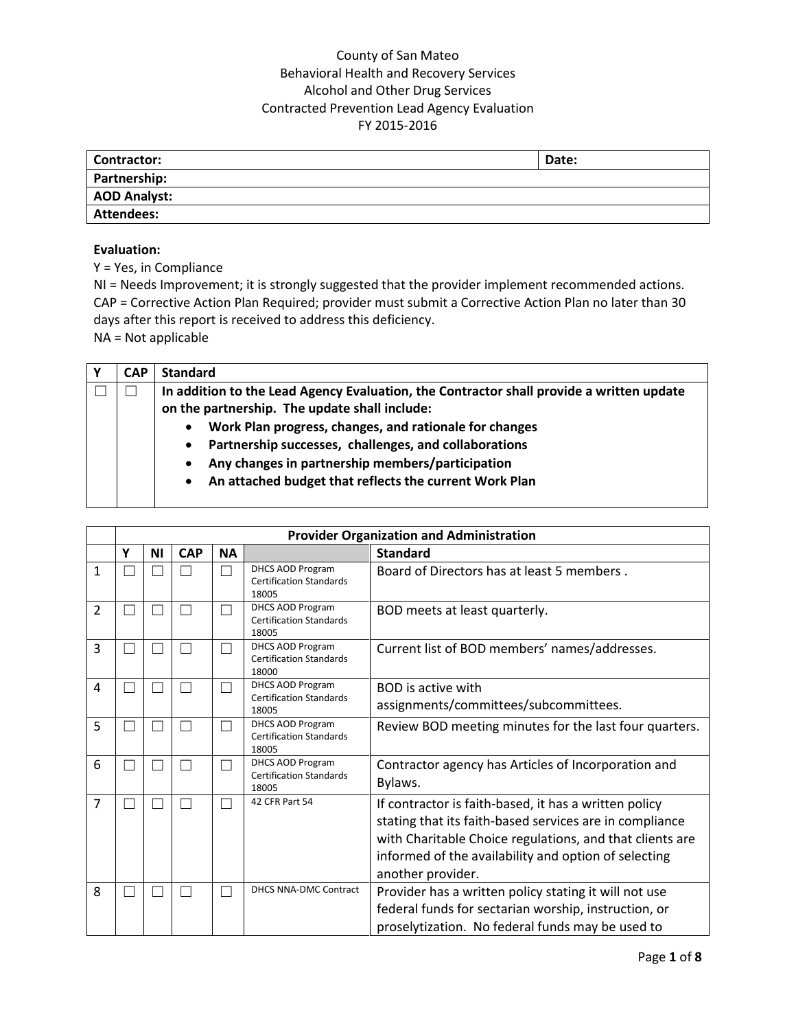County of San Mateo
Behavioral Health and Recovery Services
Alcohol and Other Drug Services
Contracted Prevention Lead Agency Evaluation
FY 2015-2016

| **Contractor:** | **Date:** |
|---|---|
| **Partnership:** | |
| **AOD Analyst:** | |
| **Attendees:** | |

**Evaluation:**
Y = Yes, in Compliance
NI = Needs Improvement; it is strongly suggested that the provider implement recommended actions.
CAP = Corrective Action Plan Required; provider must submit a Corrective Action Plan no later than 30 days after this report is received to address this deficiency.
NA = Not applicable

| Y | CAP | Standard |
|---|---|---|
| ☐ | ☐ | **In addition to the Lead Agency Evaluation, the Contractor shall provide a written update on the partnership. The update shall include:** <br> • **Work Plan progress, changes, and rationale for changes** <br> • **Partnership successes, challenges, and collaborations** <br> • **Any changes in partnership members/participation** <br> • **An attached budget that reflects the current Work Plan** |

| | **Provider Organization and Administration** | | | | | |
|---|---|---|---|---|---|---|
| | **Y** | **NI** | **CAP** | **NA** | | **Standard** |
| 1 | ☐ | ☐ | ☐ | ☐ | DHCS AOD Program Certification Standards 18005 | Board of Directors has at least 5 members . |
| 2 | ☐ | ☐ | ☐ | ☐ | DHCS AOD Program Certification Standards 18005 | BOD meets at least quarterly. |
| 3 | ☐ | ☐ | ☐ | ☐ | DHCS AOD Program Certification Standards 18000 | Current list of BOD members' names/addresses. |
| 4 | ☐ | ☐ | ☐ | ☐ | DHCS AOD Program Certification Standards 18005 | BOD is active with assignments/committees/subcommittees. |
| 5 | ☐ | ☐ | ☐ | ☐ | DHCS AOD Program Certification Standards 18005 | Review BOD meeting minutes for the last four quarters. |
| 6 | ☐ | ☐ | ☐ | ☐ | DHCS AOD Program Certification Standards 18005 | Contractor agency has Articles of Incorporation and Bylaws. |
| 7 | ☐ | ☐ | ☐ | ☐ | 42 CFR Part 54 | If contractor is faith-based, it has a written policy stating that its faith-based services are in compliance with Charitable Choice regulations, and that clients are informed of the availability and option of selecting another provider. |
| 8 | ☐ | ☐ | ☐ | ☐ | DHCS NNA-DMC Contract | Provider has a written policy stating it will not use federal funds for sectarian worship, instruction, or proselytization. No federal funds may be used to |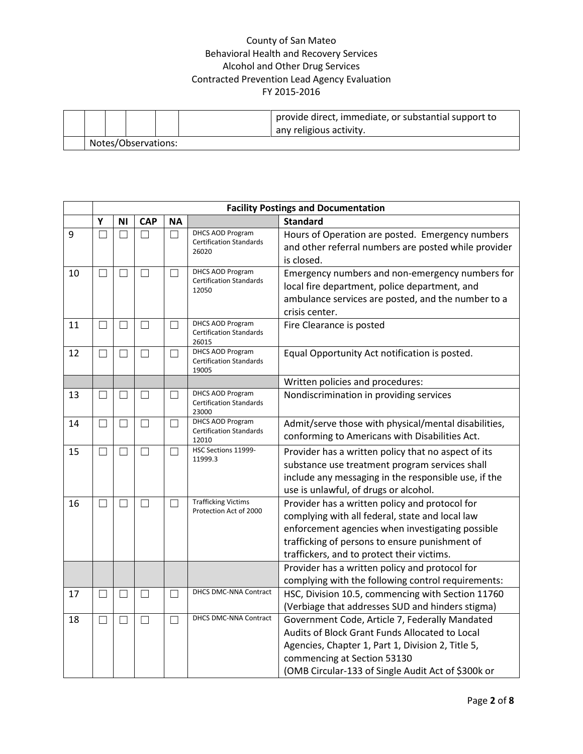| | | | | | | |
|---|---|---|---|---|---|---|
| | | | | | | provide direct, immediate, or substantial support to any religious activity. |
| | Notes/Observations: | | | | | |

| | Facility Postings and Documentation | | | | | |
|---|---|---|---|---|---|---|
| | **Y** | **NI** | **CAP** | **NA** | | **Standard** |
| 9 | ☐ | ☐ | ☐ | ☐ | DHCS AOD Program Certification Standards 26020 | Hours of Operation are posted. Emergency numbers and other referral numbers are posted while provider is closed. |
| 10 | ☐ | ☐ | ☐ | ☐ | DHCS AOD Program Certification Standards 12050 | Emergency numbers and non-emergency numbers for local fire department, police department, and ambulance services are posted, and the number to a crisis center. |
| 11 | ☐ | ☐ | ☐ | ☐ | DHCS AOD Program Certification Standards 26015 | Fire Clearance is posted |
| 12 | ☐ | ☐ | ☐ | ☐ | DHCS AOD Program Certification Standards 19005 | Equal Opportunity Act notification is posted. |
| | | | | | | Written policies and procedures: |
| 13 | ☐ | ☐ | ☐ | ☐ | DHCS AOD Program Certification Standards 23000 | Nondiscrimination in providing services |
| 14 | ☐ | ☐ | ☐ | ☐ | DHCS AOD Program Certification Standards 12010 | Admit/serve those with physical/mental disabilities, conforming to Americans with Disabilities Act. |
| 15 | ☐ | ☐ | ☐ | ☐ | HSC Sections 11999-11999.3 | Provider has a written policy that no aspect of its substance use treatment program services shall include any messaging in the responsible use, if the use is unlawful, of drugs or alcohol. |
| 16 | ☐ | ☐ | ☐ | ☐ | Trafficking Victims Protection Act of 2000 | Provider has a written policy and protocol for complying with all federal, state and local law enforcement agencies when investigating possible trafficking of persons to ensure punishment of traffickers, and to protect their victims. |
| | | | | | | Provider has a written policy and protocol for complying with the following control requirements: |
| 17 | ☐ | ☐ | ☐ | ☐ | DHCS DMC-NNA Contract | HSC, Division 10.5, commencing with Section 11760 (Verbiage that addresses SUD and hinders stigma) |
| 18 | ☐ | ☐ | ☐ | ☐ | DHCS DMC-NNA Contract | Government Code, Article 7, Federally Mandated Audits of Block Grant Funds Allocated to Local Agencies, Chapter 1, Part 1, Division 2, Title 5, commencing at Section 53130 (OMB Circular-133 of Single Audit Act of $300k or |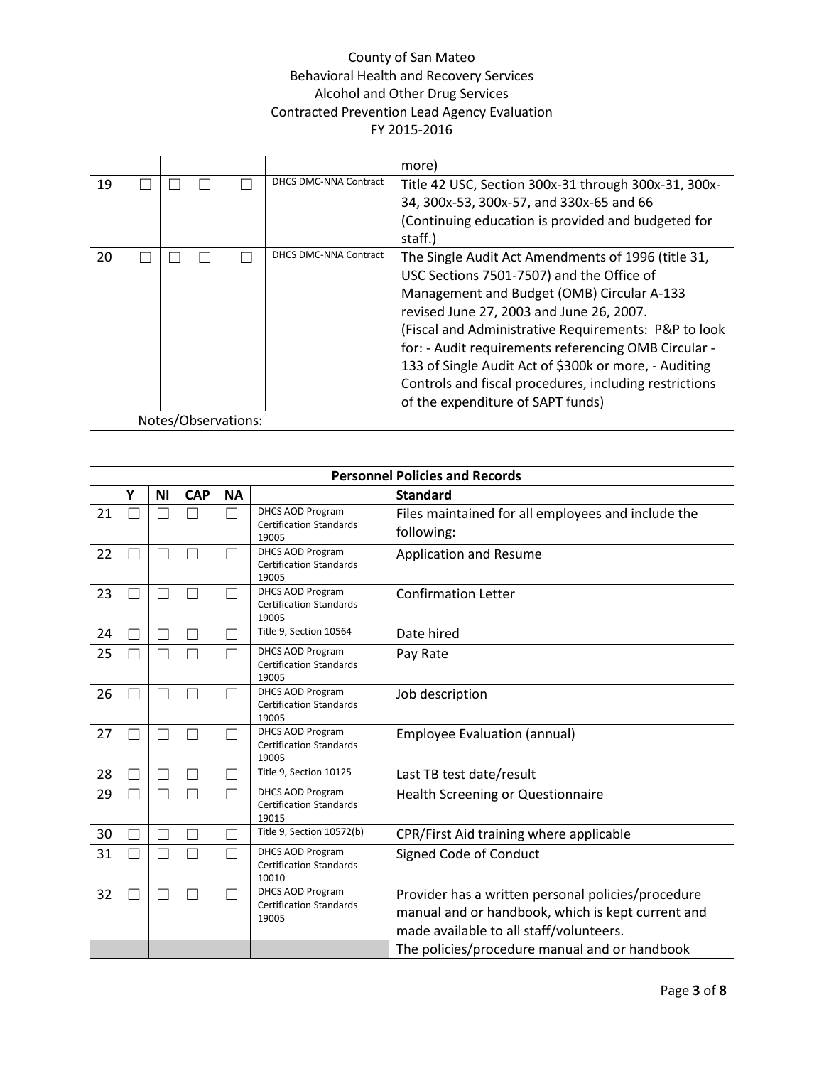County of San Mateo
Behavioral Health and Recovery Services
Alcohol and Other Drug Services
Contracted Prevention Lead Agency Evaluation
FY 2015-2016

| | | | | | | |
|---|---|---|---|---|---|---|
| | | | | | | more) |
| 19 | ☐ | ☐ | ☐ | ☐ | DHCS DMC-NNA Contract | Title 42 USC, Section 300x-31 through 300x-31, 300x-34, 300x-53, 300x-57, and 330x-65 and 66 (Continuing education is provided and budgeted for staff.) |
| 20 | ☐ | ☐ | ☐ | ☐ | DHCS DMC-NNA Contract | The Single Audit Act Amendments of 1996 (title 31, USC Sections 7501-7507) and the Office of Management and Budget (OMB) Circular A-133 revised June 27, 2003 and June 26, 2007. (Fiscal and Administrative Requirements: P&P to look for: - Audit requirements referencing OMB Circular -133 of Single Audit Act of $300k or more, - Auditing Controls and fiscal procedures, including restrictions of the expenditure of SAPT funds) |
| | Notes/Observations: | | | | | |

| | **Personnel Policies and Records** | | | | | |
|---|---|---|---|---|---|---|
| | **Y** | **NI** | **CAP** | **NA** | | **Standard** |
| 21 | ☐ | ☐ | ☐ | ☐ | DHCS AOD Program Certification Standards 19005 | Files maintained for all employees and include the following: |
| 22 | ☐ | ☐ | ☐ | ☐ | DHCS AOD Program Certification Standards 19005 | Application and Resume |
| 23 | ☐ | ☐ | ☐ | ☐ | DHCS AOD Program Certification Standards 19005 | Confirmation Letter |
| 24 | ☐ | ☐ | ☐ | ☐ | Title 9, Section 10564 | Date hired |
| 25 | ☐ | ☐ | ☐ | ☐ | DHCS AOD Program Certification Standards 19005 | Pay Rate |
| 26 | ☐ | ☐ | ☐ | ☐ | DHCS AOD Program Certification Standards 19005 | Job description |
| 27 | ☐ | ☐ | ☐ | ☐ | DHCS AOD Program Certification Standards 19005 | Employee Evaluation (annual) |
| 28 | ☐ | ☐ | ☐ | ☐ | Title 9, Section 10125 | Last TB test date/result |
| 29 | ☐ | ☐ | ☐ | ☐ | DHCS AOD Program Certification Standards 19015 | Health Screening or Questionnaire |
| 30 | ☐ | ☐ | ☐ | ☐ | Title 9, Section 10572(b) | CPR/First Aid training where applicable |
| 31 | ☐ | ☐ | ☐ | ☐ | DHCS AOD Program Certification Standards 10010 | Signed Code of Conduct |
| 32 | ☐ | ☐ | ☐ | ☐ | DHCS AOD Program Certification Standards 19005 | Provider has a written personal policies/procedure manual and or handbook, which is kept current and made available to all staff/volunteers. |
| | | | | | | The policies/procedure manual and or handbook |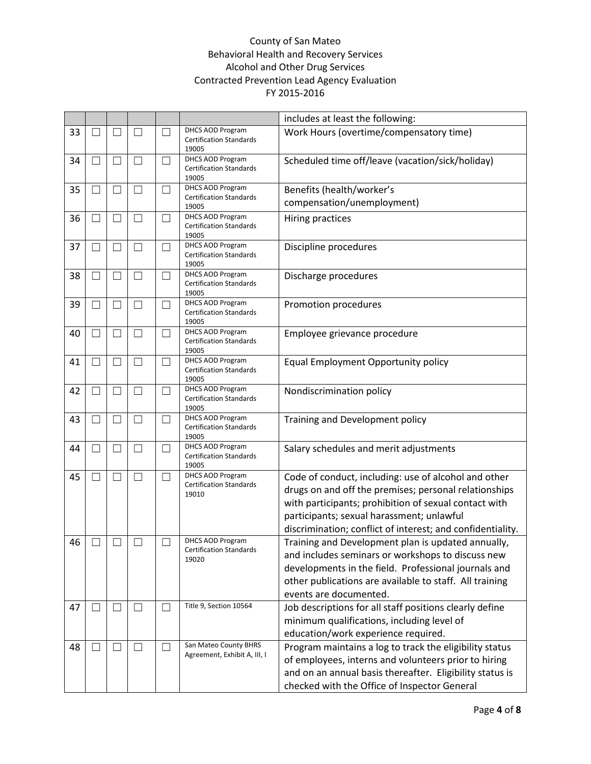County of San Mateo
Behavioral Health and Recovery Services
Alcohol and Other Drug Services
Contracted Prevention Lead Agency Evaluation
FY 2015-2016

| | | | | | | |
|---|---|---|---|---|---|---|
| | | | | | | includes at least the following: |
| 33 | ☐ | ☐ | ☐ | ☐ | DHCS AOD Program Certification Standards 19005 | Work Hours (overtime/compensatory time) |
| 34 | ☐ | ☐ | ☐ | ☐ | DHCS AOD Program Certification Standards 19005 | Scheduled time off/leave (vacation/sick/holiday) |
| 35 | ☐ | ☐ | ☐ | ☐ | DHCS AOD Program Certification Standards 19005 | Benefits (health/worker's compensation/unemployment) |
| 36 | ☐ | ☐ | ☐ | ☐ | DHCS AOD Program Certification Standards 19005 | Hiring practices |
| 37 | ☐ | ☐ | ☐ | ☐ | DHCS AOD Program Certification Standards 19005 | Discipline procedures |
| 38 | ☐ | ☐ | ☐ | ☐ | DHCS AOD Program Certification Standards 19005 | Discharge procedures |
| 39 | ☐ | ☐ | ☐ | ☐ | DHCS AOD Program Certification Standards 19005 | Promotion procedures |
| 40 | ☐ | ☐ | ☐ | ☐ | DHCS AOD Program Certification Standards 19005 | Employee grievance procedure |
| 41 | ☐ | ☐ | ☐ | ☐ | DHCS AOD Program Certification Standards 19005 | Equal Employment Opportunity policy |
| 42 | ☐ | ☐ | ☐ | ☐ | DHCS AOD Program Certification Standards 19005 | Nondiscrimination policy |
| 43 | ☐ | ☐ | ☐ | ☐ | DHCS AOD Program Certification Standards 19005 | Training and Development policy |
| 44 | ☐ | ☐ | ☐ | ☐ | DHCS AOD Program Certification Standards 19005 | Salary schedules and merit adjustments |
| 45 | ☐ | ☐ | ☐ | ☐ | DHCS AOD Program Certification Standards 19010 | Code of conduct, including: use of alcohol and other drugs on and off the premises; personal relationships with participants; prohibition of sexual contact with participants; sexual harassment; unlawful discrimination; conflict of interest; and confidentiality. |
| 46 | ☐ | ☐ | ☐ | ☐ | DHCS AOD Program Certification Standards 19020 | Training and Development plan is updated annually, and includes seminars or workshops to discuss new developments in the field. Professional journals and other publications are available to staff. All training events are documented. |
| 47 | ☐ | ☐ | ☐ | ☐ | Title 9, Section 10564 | Job descriptions for all staff positions clearly define minimum qualifications, including level of education/work experience required. |
| 48 | ☐ | ☐ | ☐ | ☐ | San Mateo County BHRS Agreement, Exhibit A, III, I | Program maintains a log to track the eligibility status of employees, interns and volunteers prior to hiring and on an annual basis thereafter. Eligibility status is checked with the Office of Inspector General |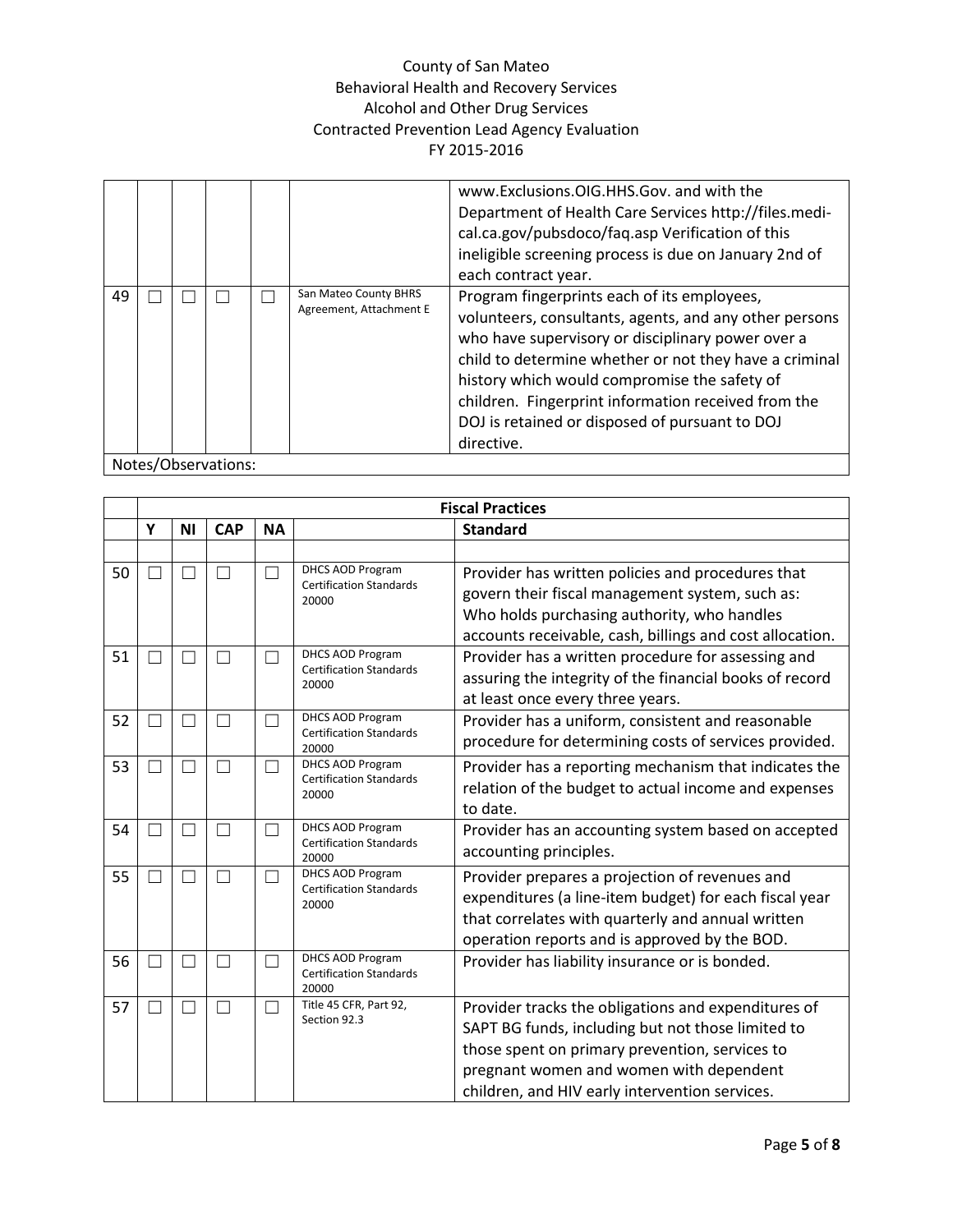County of San Mateo
Behavioral Health and Recovery Services
Alcohol and Other Drug Services
Contracted Prevention Lead Agency Evaluation
FY 2015-2016

| | | | | | | |
|---|---|---|---|---|---|---|
| | | | | | | www.Exclusions.OIG.HHS.Gov. and with the Department of Health Care Services http://files.medi-cal.ca.gov/pubsdoco/faq.asp Verification of this ineligible screening process is due on January 2nd of each contract year. |
| 49 | ☐ | ☐ | ☐ | ☐ | San Mateo County BHRS Agreement, Attachment E | Program fingerprints each of its employees, volunteers, consultants, agents, and any other persons who have supervisory or disciplinary power over a child to determine whether or not they have a criminal history which would compromise the safety of children. Fingerprint information received from the DOJ is retained or disposed of pursuant to DOJ directive. |
| Notes/Observations: | | | | | | |

| | Fiscal Practices | | | | | |
|---|---|---|---|---|---|---|
| | **Y** | **NI** | **CAP** | **NA** | | **Standard** |
| | | | | | | |
| 50 | ☐ | ☐ | ☐ | ☐ | DHCS AOD Program Certification Standards 20000 | Provider has written policies and procedures that govern their fiscal management system, such as: Who holds purchasing authority, who handles accounts receivable, cash, billings and cost allocation. |
| 51 | ☐ | ☐ | ☐ | ☐ | DHCS AOD Program Certification Standards 20000 | Provider has a written procedure for assessing and assuring the integrity of the financial books of record at least once every three years. |
| 52 | ☐ | ☐ | ☐ | ☐ | DHCS AOD Program Certification Standards 20000 | Provider has a uniform, consistent and reasonable procedure for determining costs of services provided. |
| 53 | ☐ | ☐ | ☐ | ☐ | DHCS AOD Program Certification Standards 20000 | Provider has a reporting mechanism that indicates the relation of the budget to actual income and expenses to date. |
| 54 | ☐ | ☐ | ☐ | ☐ | DHCS AOD Program Certification Standards 20000 | Provider has an accounting system based on accepted accounting principles. |
| 55 | ☐ | ☐ | ☐ | ☐ | DHCS AOD Program Certification Standards 20000 | Provider prepares a projection of revenues and expenditures (a line-item budget) for each fiscal year that correlates with quarterly and annual written operation reports and is approved by the BOD. |
| 56 | ☐ | ☐ | ☐ | ☐ | DHCS AOD Program Certification Standards 20000 | Provider has liability insurance or is bonded. |
| 57 | ☐ | ☐ | ☐ | ☐ | Title 45 CFR, Part 92, Section 92.3 | Provider tracks the obligations and expenditures of SAPT BG funds, including but not those limited to those spent on primary prevention, services to pregnant women and women with dependent children, and HIV early intervention services. |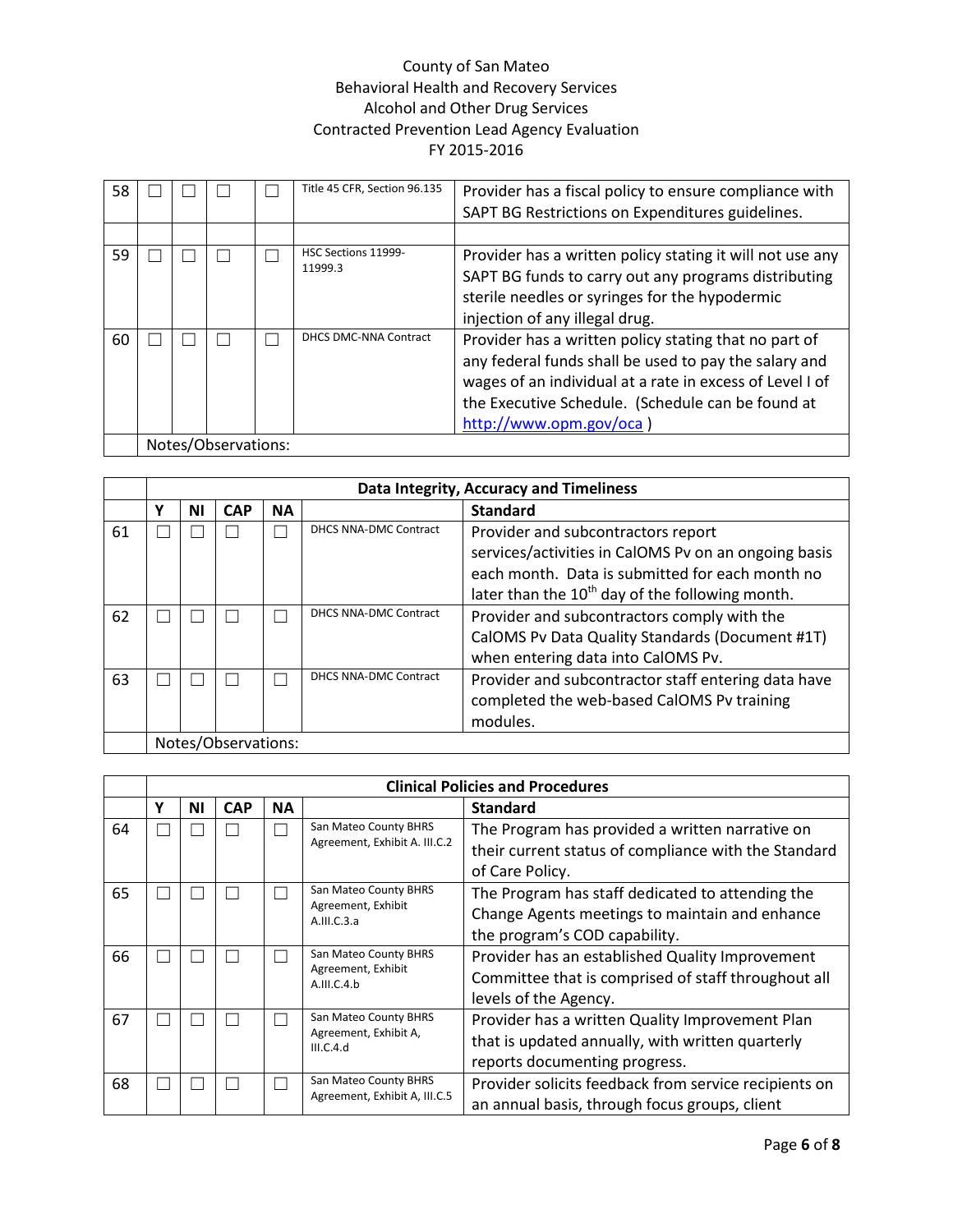County of San Mateo
Behavioral Health and Recovery Services
Alcohol and Other Drug Services
Contracted Prevention Lead Agency Evaluation
FY 2015-2016

| | | | | | | |
|---|---|---|---|---|---|---|
| 58 | ☐ | ☐ | ☐ | ☐ | Title 45 CFR, Section 96.135 | Provider has a fiscal policy to ensure compliance with SAPT BG Restrictions on Expenditures guidelines. |
| | | | | | | |
| 59 | ☐ | ☐ | ☐ | ☐ | HSC Sections 11999-11999.3 | Provider has a written policy stating it will not use any SAPT BG funds to carry out any programs distributing sterile needles or syringes for the hypodermic injection of any illegal drug. |
| 60 | ☐ | ☐ | ☐ | ☐ | DHCS DMC-NNA Contract | Provider has a written policy stating that no part of any federal funds shall be used to pay the salary and wages of an individual at a rate in excess of Level I of the Executive Schedule. (Schedule can be found at http://www.opm.gov/oca ) |
| | Notes/Observations: | | | | | |

| | Data Integrity, Accuracy and Timeliness | | | | | |
|---|---|---|---|---|---|---|
| | Y | NI | CAP | NA | | Standard |
| 61 | ☐ | ☐ | ☐ | ☐ | DHCS NNA-DMC Contract | Provider and subcontractors report services/activities in CalOMS Pv on an ongoing basis each month. Data is submitted for each month no later than the 10th day of the following month. |
| 62 | ☐ | ☐ | ☐ | ☐ | DHCS NNA-DMC Contract | Provider and subcontractors comply with the CalOMS Pv Data Quality Standards (Document #1T) when entering data into CalOMS Pv. |
| 63 | ☐ | ☐ | ☐ | ☐ | DHCS NNA-DMC Contract | Provider and subcontractor staff entering data have completed the web-based CalOMS Pv training modules. |
| | Notes/Observations: | | | | | |

| | Clinical Policies and Procedures | | | | | |
|---|---|---|---|---|---|---|
| | Y | NI | CAP | NA | | Standard |
| 64 | ☐ | ☐ | ☐ | ☐ | San Mateo County BHRS Agreement, Exhibit A. III.C.2 | The Program has provided a written narrative on their current status of compliance with the Standard of Care Policy. |
| 65 | ☐ | ☐ | ☐ | ☐ | San Mateo County BHRS Agreement, Exhibit A.III.C.3.a | The Program has staff dedicated to attending the Change Agents meetings to maintain and enhance the program's COD capability. |
| 66 | ☐ | ☐ | ☐ | ☐ | San Mateo County BHRS Agreement, Exhibit A.III.C.4.b | Provider has an established Quality Improvement Committee that is comprised of staff throughout all levels of the Agency. |
| 67 | ☐ | ☐ | ☐ | ☐ | San Mateo County BHRS Agreement, Exhibit A, III.C.4.d | Provider has a written Quality Improvement Plan that is updated annually, with written quarterly reports documenting progress. |
| 68 | ☐ | ☐ | ☐ | ☐ | San Mateo County BHRS Agreement, Exhibit A, III.C.5 | Provider solicits feedback from service recipients on an annual basis, through focus groups, client |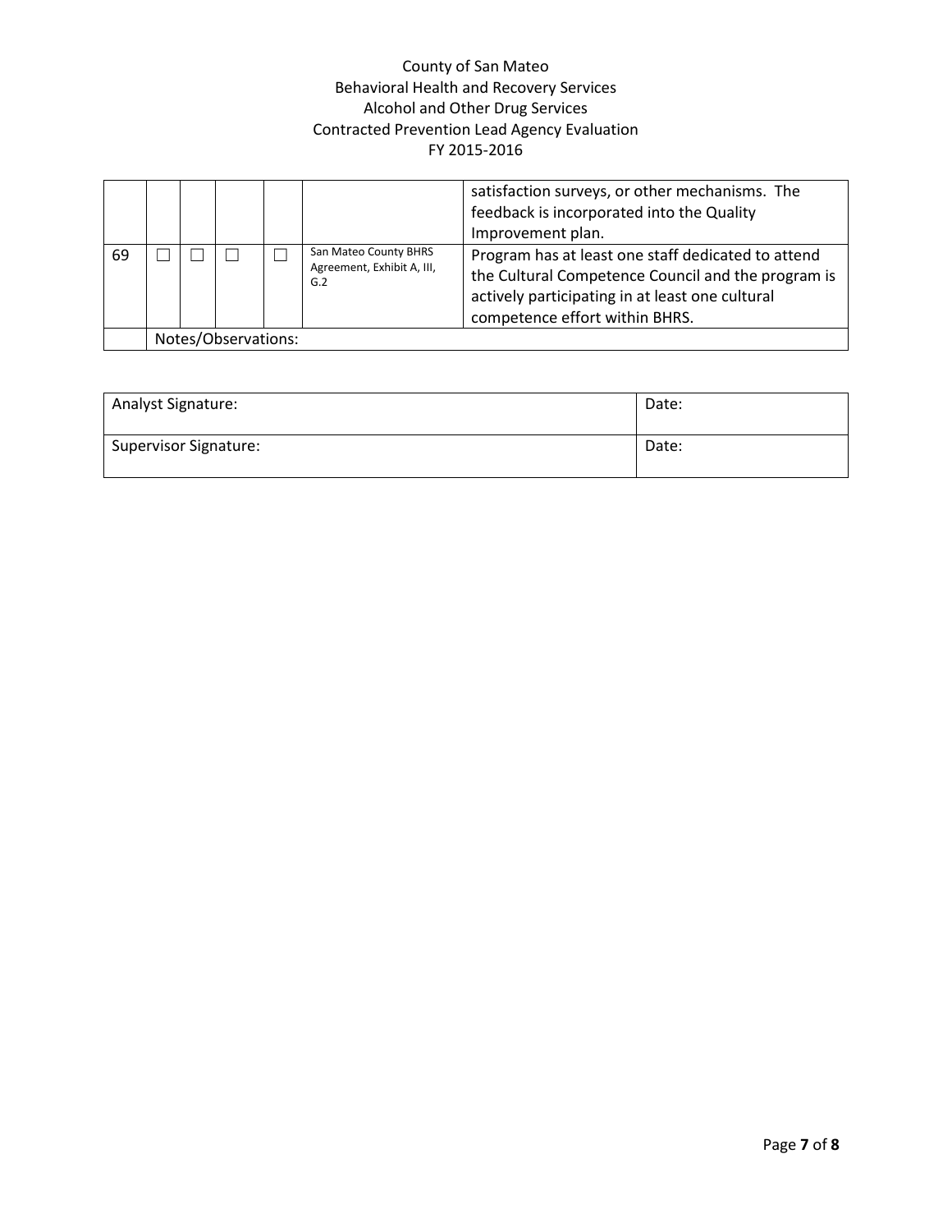County of San Mateo
Behavioral Health and Recovery Services
Alcohol and Other Drug Services
Contracted Prevention Lead Agency Evaluation
FY 2015-2016

| | | | | | | |
|---|---|---|---|---|---|---|
| | | | | | | satisfaction surveys, or other mechanisms. The feedback is incorporated into the Quality Improvement plan. |
| 69 | ☐ | ☐ | ☐ | ☐ | San Mateo County BHRS Agreement, Exhibit A, III, G.2 | Program has at least one staff dedicated to attend the Cultural Competence Council and the program is actively participating in at least one cultural competence effort within BHRS. |
| | Notes/Observations: | | | | | |

| | |
|---|---|
| Analyst Signature: | Date: |
| Supervisor Signature: | Date: |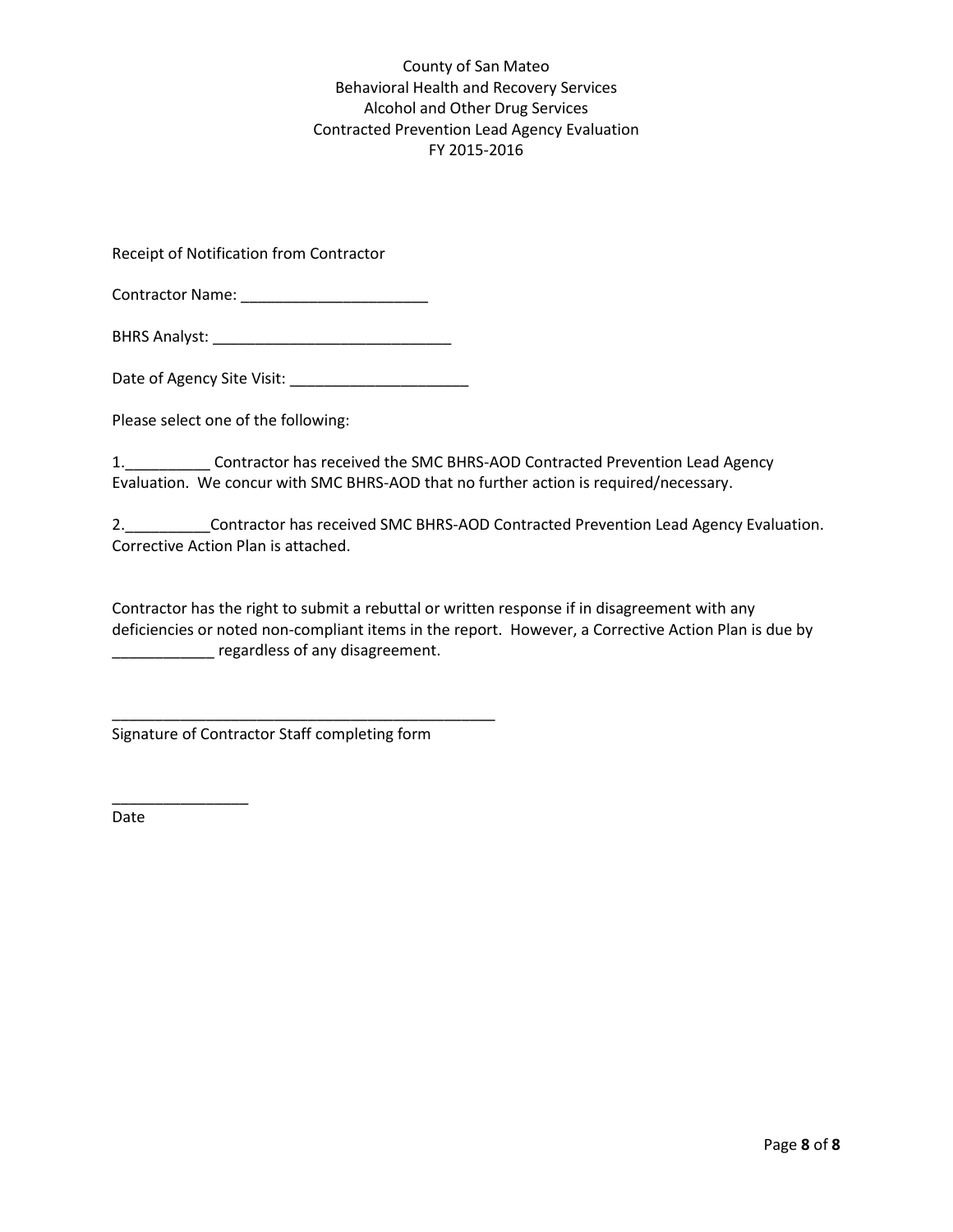County of San Mateo
Behavioral Health and Recovery Services
Alcohol and Other Drug Services
Contracted Prevention Lead Agency Evaluation
FY 2015-2016

Receipt of Notification from Contractor

Contractor Name: ______________________

BHRS Analyst: ____________________________

Date of Agency Site Visit: _____________________

Please select one of the following:

1.__________ Contractor has received the SMC BHRS-AOD Contracted Prevention Lead Agency Evaluation. We concur with SMC BHRS-AOD that no further action is required/necessary.

2.__________Contractor has received SMC BHRS-AOD Contracted Prevention Lead Agency Evaluation. Corrective Action Plan is attached.

Contractor has the right to submit a rebuttal or written response if in disagreement with any deficiencies or noted non-compliant items in the report. However, a Corrective Action Plan is due by ____________ regardless of any disagreement.

______________________________________________
Signature of Contractor Staff completing form

________________
Date